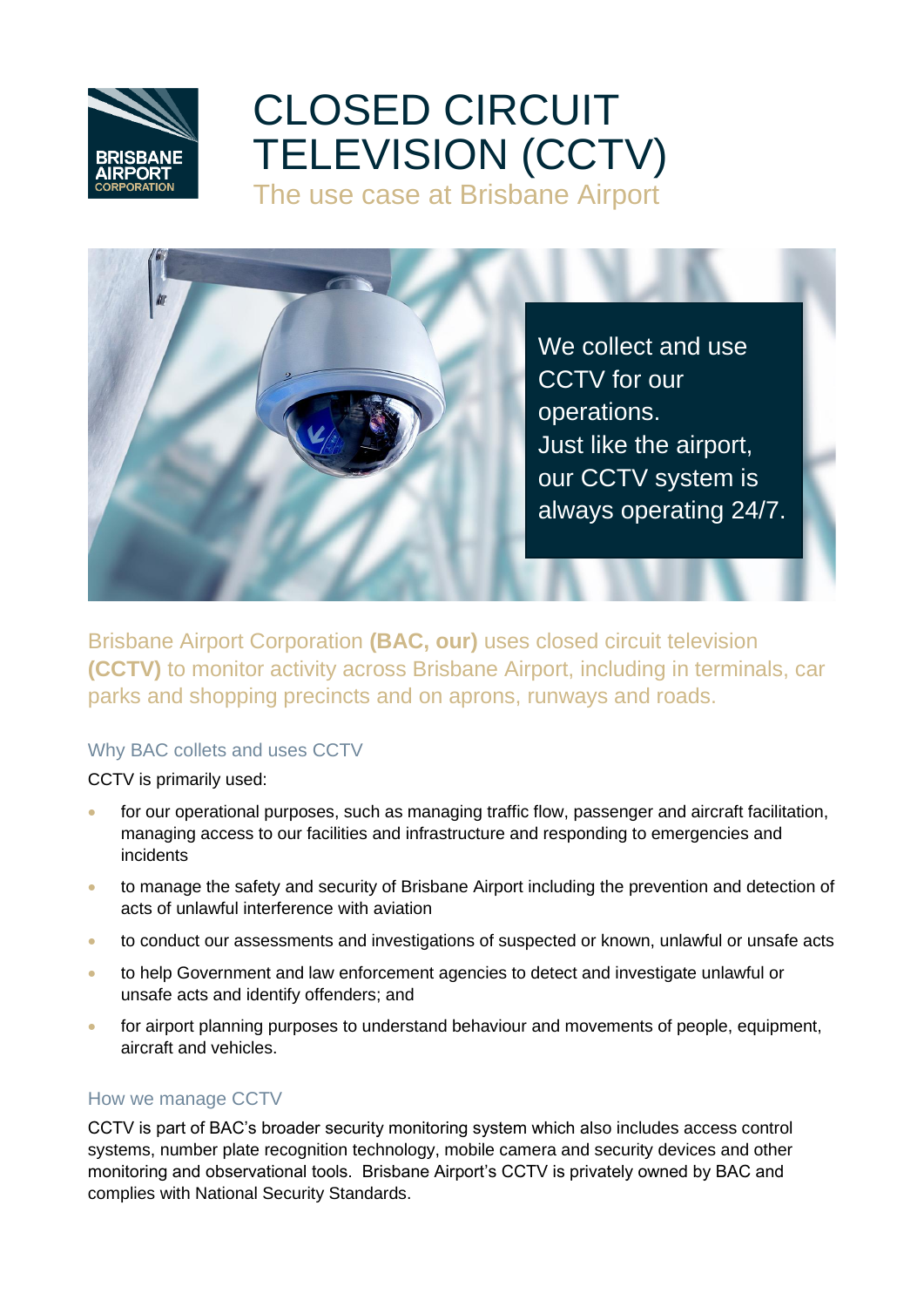# CLOSED CIRCUIT TELEVISION (CCTV)

## The use case at Brisbane Airport

We collect and use CCTV for our operations. Just like the airport, our CCTV system is always operating 24/7.

Brisbane Airport Corporation **(BAC, our)** uses closed circuit television **(CCTV)** to monitor activity across Brisbane Airport, including in terminals, car parks and shopping precincts and on aprons, runways and roads.

### Why BAC collets and uses CCTV

CCTV is primarily used:

- for our operational purposes, such as managing traffic flow, passenger and aircraft facilitation, managing access to our facilities and infrastructure and responding to emergencies and incidents
- to manage the safety and security of Brisbane Airport including the prevention and detection of acts of unlawful interference with aviation
- to conduct our assessments and investigations of suspected or known, unlawful or unsafe acts
- to help Government and law enforcement agencies to detect and investigate unlawful or unsafe acts and identify offenders; and
- for airport planning purposes to understand behaviour and movements of people, equipment, aircraft and vehicles.

### How we manage CCTV

CCTV is part of BAC's broader security monitoring system which also includes access control systems, number plate recognition technology, mobile camera and security devices and other monitoring and observational tools. Brisbane Airport's CCTV is privately owned by BAC and complies with National Security Standards.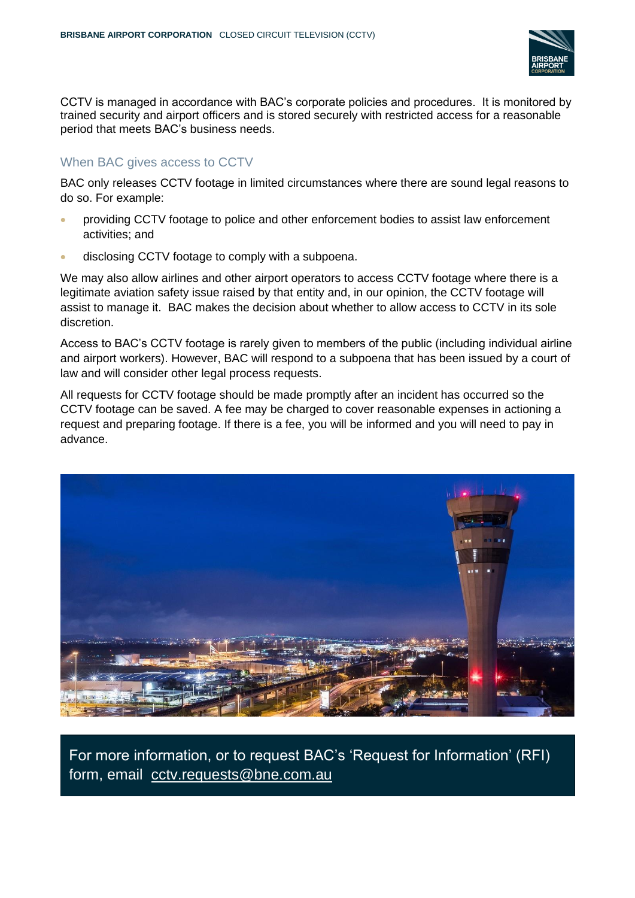CCTV is managed in accordance with BAC's corporate policies and procedures. It is monitored by trained security and airport officers and is stored securely with restricted access for a reasonable period that meets BAC's business needs.

## When BAC gives access to CCTV

BAC only releases CCTV footage in limited circumstances where there are sound legal reasons to do so. For example:

- providing CCTV footage to police and other enforcement bodies to assist law enforcement activities; and
- disclosing CCTV footage to comply with a subpoena.

We may also allow airlines and other airport operators to access CCTV footage where there is a legitimate aviation safety issue raised by that entity and, in our opinion, the CCTV footage will assist to manage it. BAC makes the decision about whether to allow access to CCTV in its sole discretion.

Access to BAC's CCTV footage is rarely given to members of the public (including individual airline and airport workers). However, BAC will respond to a subpoena that has been issued by a court of law and will consider other legal process requests.

All requests for CCTV footage should be made promptly after an incident has occurred so the CCTV footage can be saved. A fee may be charged to cover reasonable expenses in actioning a request and preparing footage. If there is a fee, you will be informed and you will need to pay in advance.

For more information, or to request BAC's 'Request for Information' (RFI) form, email cctv.requests@bne.com.au